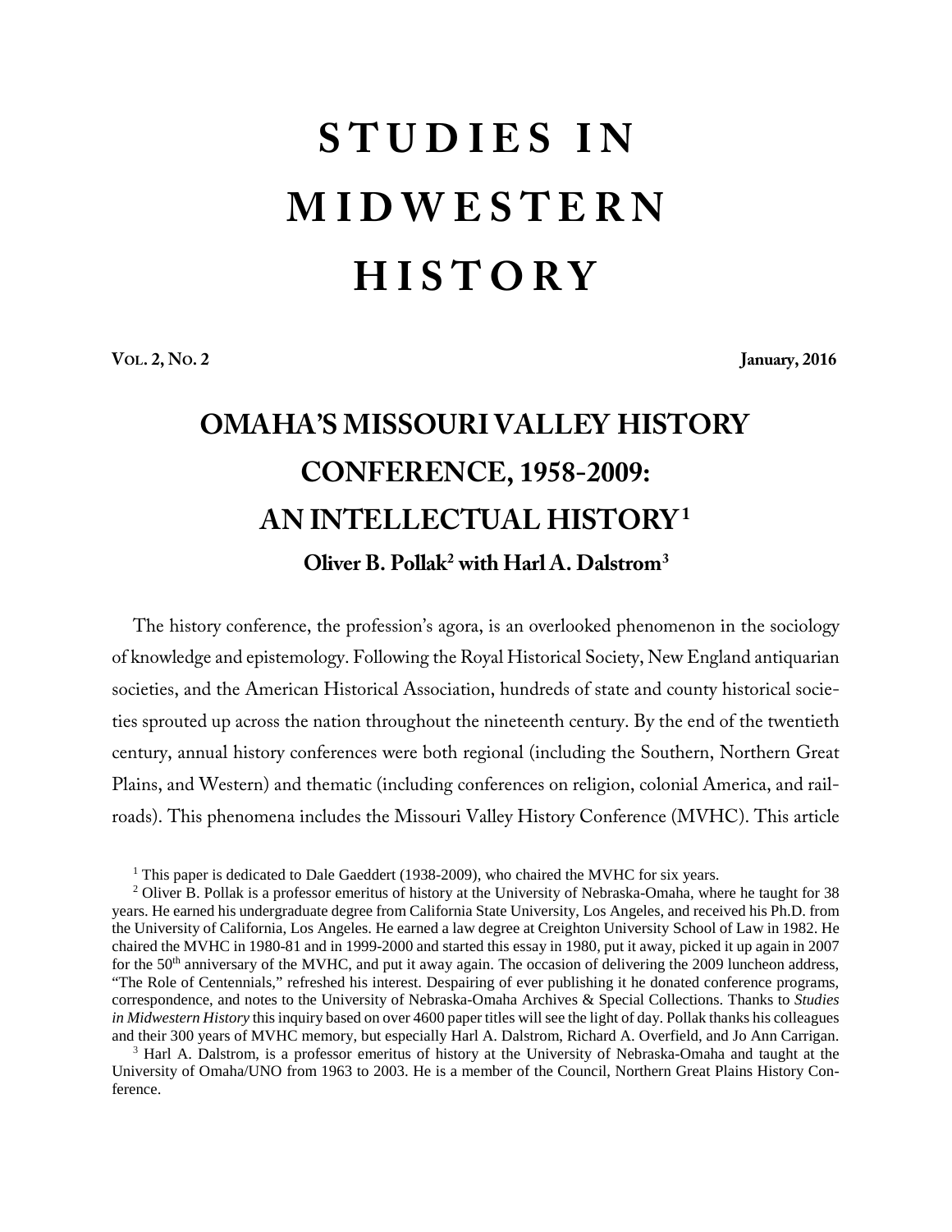# STUDIES IN MIDWESTERN HISTORY

**Vol. 2, No. 2** **January, 2016**

## OMAHA'S MISSOURI VALLEY HISTORY CONFERENCE, 1958-2009: AN INTELLECTUAL HISTORY[1]

### Oliver B. Pollak[2] with Harl A. Dalstrom[3]

The history conference, the profession's agora, is an overlooked phenomenon in the sociology of knowledge and epistemology. Following the Royal Historical Society, New England antiquarian societies, and the American Historical Association, hundreds of state and county historical societies sprouted up across the nation throughout the nineteenth century. By the end of the twentieth century, annual history conferences were both regional (including the Southern, Northern Great Plains, and Western) and thematic (including conferences on religion, colonial America, and railroads). This phenomena includes the Missouri Valley History Conference (MVHC). This article

[1] This paper is dedicated to Dale Gaeddert (1938-2009), who chaired the MVHC for six years.

[2] Oliver B. Pollak is a professor emeritus of history at the University of Nebraska-Omaha, where he taught for 38 years. He earned his undergraduate degree from California State University, Los Angeles, and received his Ph.D. from the University of California, Los Angeles. He earned a law degree at Creighton University School of Law in 1982. He chaired the MVHC in 1980-81 and in 1999-2000 and started this essay in 1980, put it away, picked it up again in 2007 for the 50th anniversary of the MVHC, and put it away again. The occasion of delivering the 2009 luncheon address, "The Role of Centennials," refreshed his interest. Despairing of ever publishing it he donated conference programs, correspondence, and notes to the University of Nebraska-Omaha Archives & Special Collections. Thanks to *Studies in Midwestern History* this inquiry based on over 4600 paper titles will see the light of day. Pollak thanks his colleagues and their 300 years of MVHC memory, but especially Harl A. Dalstrom, Richard A. Overfield, and Jo Ann Carrigan.

[3] Harl A. Dalstrom, is a professor emeritus of history at the University of Nebraska-Omaha and taught at the University of Omaha/UNO from 1963 to 2003. He is a member of the Council, Northern Great Plains History Conference.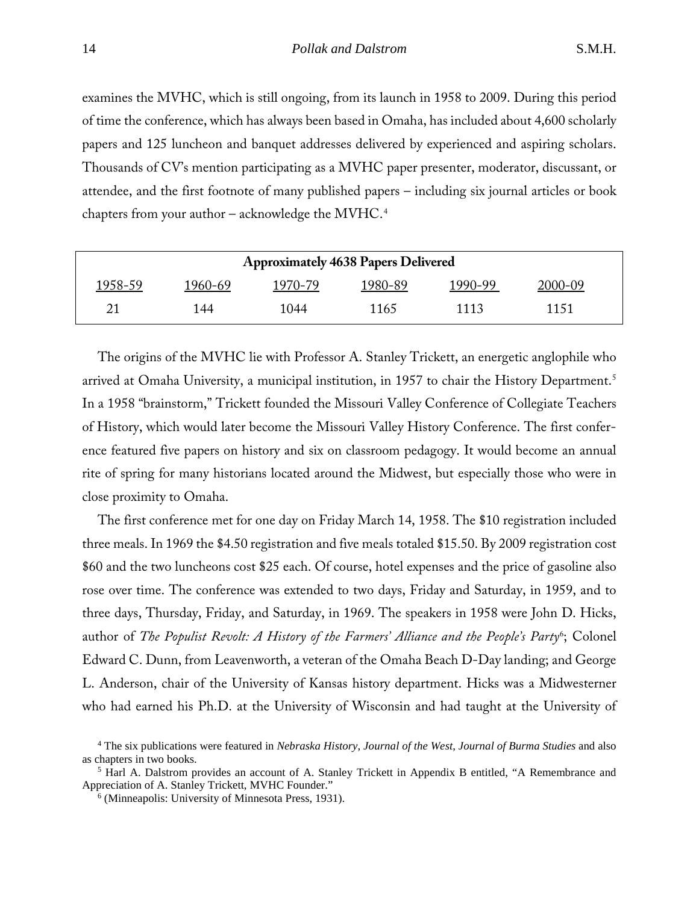examines the MVHC, which is still ongoing, from its launch in 1958 to 2009. During this period of time the conference, which has always been based in Omaha, has included about 4,600 scholarly papers and 125 luncheon and banquet addresses delivered by experienced and aspiring scholars. Thousands of CV's mention participating as a MVHC paper presenter, moderator, discussant, or attendee, and the first footnote of many published papers – including six journal articles or book chapters from your author – acknowledge the MVHC.[4]

| **Approximately 4638 Papers Delivered** | | | | | |
|---|---|---|---|---|---|
| 1958-59 | 1960-69 | 1970-79 | 1980-89 | 1990-99 | 2000-09 |
| 21 | 144 | 1044 | 1165 | 1113 | 1151 |

The origins of the MVHC lie with Professor A. Stanley Trickett, an energetic anglophile who arrived at Omaha University, a municipal institution, in 1957 to chair the History Department.[5] In a 1958 "brainstorm," Trickett founded the Missouri Valley Conference of Collegiate Teachers of History, which would later become the Missouri Valley History Conference. The first conference featured five papers on history and six on classroom pedagogy. It would become an annual rite of spring for many historians located around the Midwest, but especially those who were in close proximity to Omaha.

The first conference met for one day on Friday March 14, 1958. The $10 registration included three meals. In 1969 the $4.50 registration and five meals totaled $15.50. By 2009 registration cost $60 and the two luncheons cost $25 each. Of course, hotel expenses and the price of gasoline also rose over time. The conference was extended to two days, Friday and Saturday, in 1959, and to three days, Thursday, Friday, and Saturday, in 1969. The speakers in 1958 were John D. Hicks, author of *The Populist Revolt: A History of the Farmers' Alliance and the People's Party*[6]; Colonel Edward C. Dunn, from Leavenworth, a veteran of the Omaha Beach D-Day landing; and George L. Anderson, chair of the University of Kansas history department. Hicks was a Midwesterner who had earned his Ph.D. at the University of Wisconsin and had taught at the University of

[4] The six publications were featured in *Nebraska History*, *Journal of the West*, *Journal of Burma Studies* and also as chapters in two books.

[5] Harl A. Dalstrom provides an account of A. Stanley Trickett in Appendix B entitled, "A Remembrance and Appreciation of A. Stanley Trickett, MVHC Founder."

[6] (Minneapolis: University of Minnesota Press, 1931).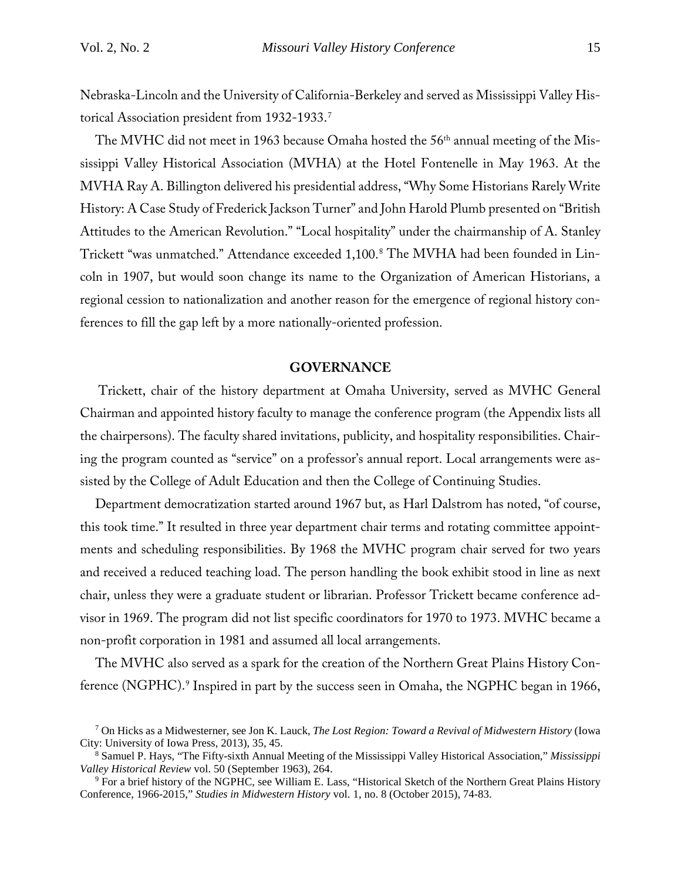Nebraska-Lincoln and the University of California-Berkeley and served as Mississippi Valley Historical Association president from 1932-1933.[7]

The MVHC did not meet in 1963 because Omaha hosted the 56th annual meeting of the Mississippi Valley Historical Association (MVHA) at the Hotel Fontenelle in May 1963. At the MVHA Ray A. Billington delivered his presidential address, "Why Some Historians Rarely Write History: A Case Study of Frederick Jackson Turner" and John Harold Plumb presented on "British Attitudes to the American Revolution." "Local hospitality" under the chairmanship of A. Stanley Trickett "was unmatched." Attendance exceeded 1,100.[8] The MVHA had been founded in Lincoln in 1907, but would soon change its name to the Organization of American Historians, a regional cession to nationalization and another reason for the emergence of regional history conferences to fill the gap left by a more nationally-oriented profession.

## GOVERNANCE

Trickett, chair of the history department at Omaha University, served as MVHC General Chairman and appointed history faculty to manage the conference program (the Appendix lists all the chairpersons). The faculty shared invitations, publicity, and hospitality responsibilities. Chairing the program counted as "service" on a professor's annual report. Local arrangements were assisted by the College of Adult Education and then the College of Continuing Studies.

Department democratization started around 1967 but, as Harl Dalstrom has noted, "of course, this took time." It resulted in three year department chair terms and rotating committee appointments and scheduling responsibilities. By 1968 the MVHC program chair served for two years and received a reduced teaching load. The person handling the book exhibit stood in line as next chair, unless they were a graduate student or librarian. Professor Trickett became conference advisor in 1969. The program did not list specific coordinators for 1970 to 1973. MVHC became a non-profit corporation in 1981 and assumed all local arrangements.

The MVHC also served as a spark for the creation of the Northern Great Plains History Conference (NGPHC).[9] Inspired in part by the success seen in Omaha, the NGPHC began in 1966,

---

[7] On Hicks as a Midwesterner, see Jon K. Lauck, *The Lost Region: Toward a Revival of Midwestern History* (Iowa City: University of Iowa Press, 2013), 35, 45.

[8] Samuel P. Hays, "The Fifty-sixth Annual Meeting of the Mississippi Valley Historical Association," *Mississippi Valley Historical Review* vol. 50 (September 1963), 264.

[9] For a brief history of the NGPHC, see William E. Lass, "Historical Sketch of the Northern Great Plains History Conference, 1966-2015," *Studies in Midwestern History* vol. 1, no. 8 (October 2015), 74-83.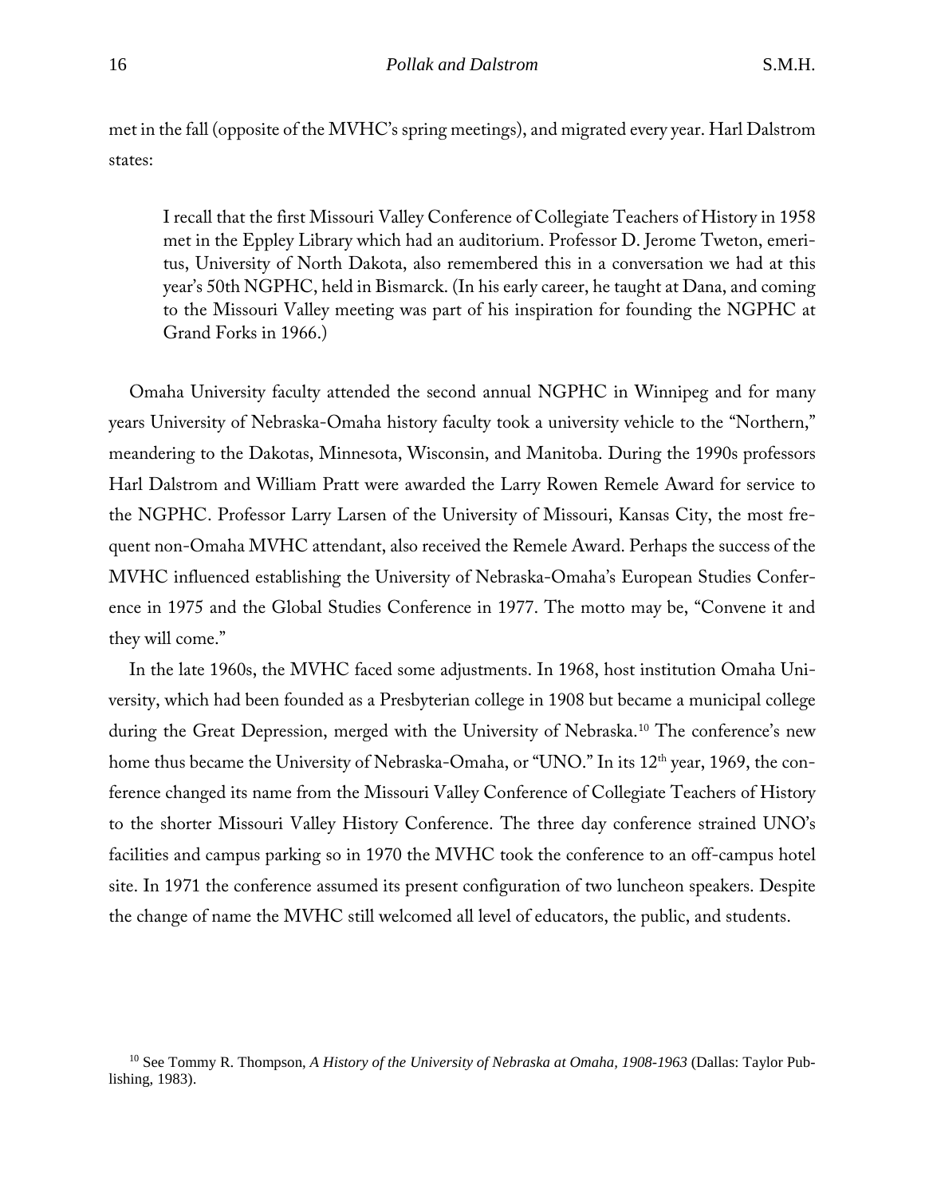met in the fall (opposite of the MVHC's spring meetings), and migrated every year. Harl Dalstrom states:

> I recall that the first Missouri Valley Conference of Collegiate Teachers of History in 1958 met in the Eppley Library which had an auditorium. Professor D. Jerome Tweton, emeritus, University of North Dakota, also remembered this in a conversation we had at this year's 50th NGPHC, held in Bismarck. (In his early career, he taught at Dana, and coming to the Missouri Valley meeting was part of his inspiration for founding the NGPHC at Grand Forks in 1966.)

Omaha University faculty attended the second annual NGPHC in Winnipeg and for many years University of Nebraska-Omaha history faculty took a university vehicle to the "Northern," meandering to the Dakotas, Minnesota, Wisconsin, and Manitoba. During the 1990s professors Harl Dalstrom and William Pratt were awarded the Larry Rowen Remele Award for service to the NGPHC. Professor Larry Larsen of the University of Missouri, Kansas City, the most frequent non-Omaha MVHC attendant, also received the Remele Award. Perhaps the success of the MVHC influenced establishing the University of Nebraska-Omaha's European Studies Conference in 1975 and the Global Studies Conference in 1977. The motto may be, "Convene it and they will come."

In the late 1960s, the MVHC faced some adjustments. In 1968, host institution Omaha University, which had been founded as a Presbyterian college in 1908 but became a municipal college during the Great Depression, merged with the University of Nebraska.[10] The conference's new home thus became the University of Nebraska-Omaha, or "UNO." In its 12th year, 1969, the conference changed its name from the Missouri Valley Conference of Collegiate Teachers of History to the shorter Missouri Valley History Conference. The three day conference strained UNO's facilities and campus parking so in 1970 the MVHC took the conference to an off-campus hotel site. In 1971 the conference assumed its present configuration of two luncheon speakers. Despite the change of name the MVHC still welcomed all level of educators, the public, and students.

[10] See Tommy R. Thompson, *A History of the University of Nebraska at Omaha, 1908-1963* (Dallas: Taylor Publishing, 1983).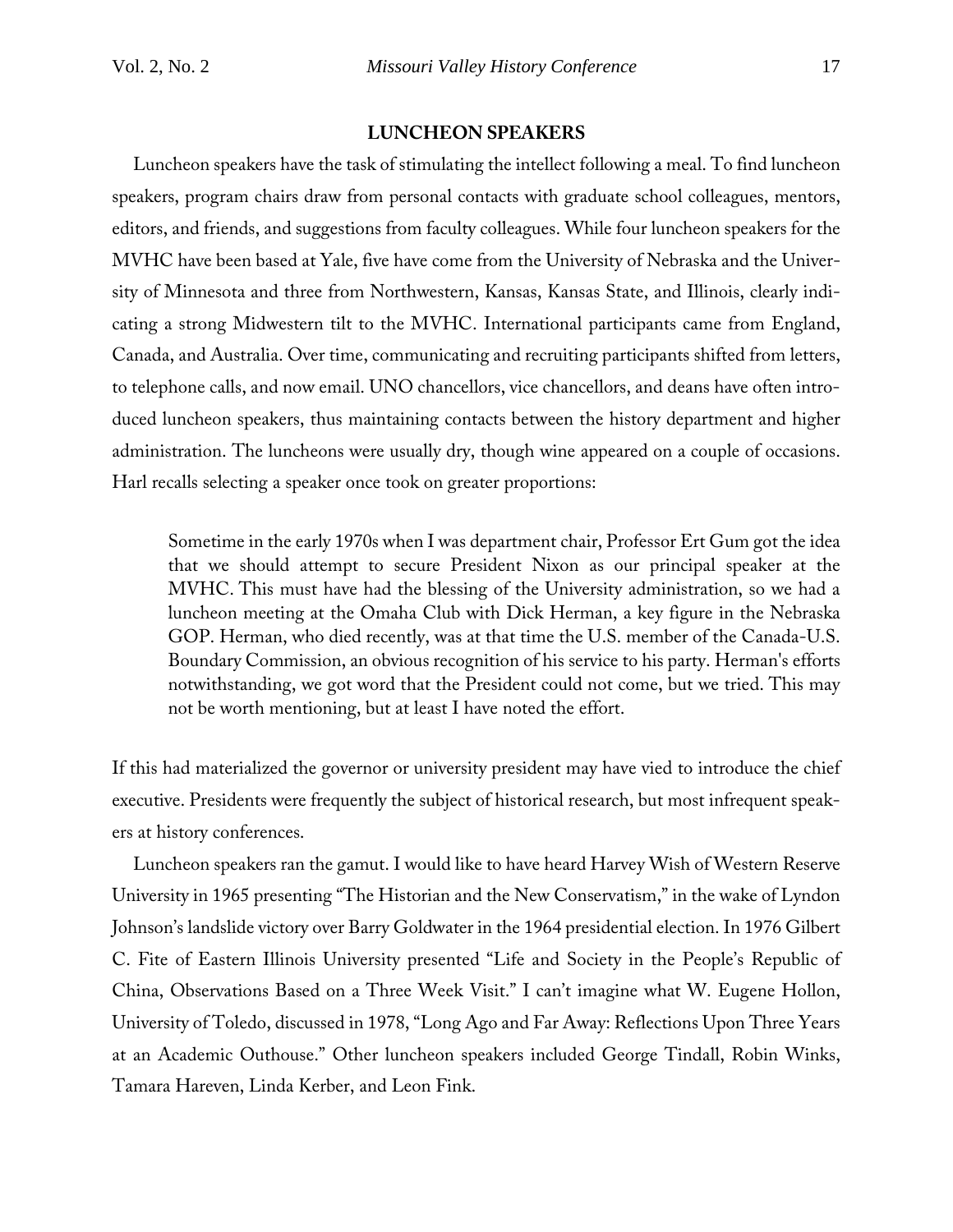## LUNCHEON SPEAKERS

Luncheon speakers have the task of stimulating the intellect following a meal. To find luncheon speakers, program chairs draw from personal contacts with graduate school colleagues, mentors, editors, and friends, and suggestions from faculty colleagues. While four luncheon speakers for the MVHC have been based at Yale, five have come from the University of Nebraska and the University of Minnesota and three from Northwestern, Kansas, Kansas State, and Illinois, clearly indicating a strong Midwestern tilt to the MVHC. International participants came from England, Canada, and Australia. Over time, communicating and recruiting participants shifted from letters, to telephone calls, and now email. UNO chancellors, vice chancellors, and deans have often introduced luncheon speakers, thus maintaining contacts between the history department and higher administration. The luncheons were usually dry, though wine appeared on a couple of occasions. Harl recalls selecting a speaker once took on greater proportions:

> Sometime in the early 1970s when I was department chair, Professor Ert Gum got the idea that we should attempt to secure President Nixon as our principal speaker at the MVHC. This must have had the blessing of the University administration, so we had a luncheon meeting at the Omaha Club with Dick Herman, a key figure in the Nebraska GOP. Herman, who died recently, was at that time the U.S. member of the Canada-U.S. Boundary Commission, an obvious recognition of his service to his party. Herman's efforts notwithstanding, we got word that the President could not come, but we tried. This may not be worth mentioning, but at least I have noted the effort.

If this had materialized the governor or university president may have vied to introduce the chief executive. Presidents were frequently the subject of historical research, but most infrequent speakers at history conferences.

Luncheon speakers ran the gamut. I would like to have heard Harvey Wish of Western Reserve University in 1965 presenting "The Historian and the New Conservatism," in the wake of Lyndon Johnson's landslide victory over Barry Goldwater in the 1964 presidential election. In 1976 Gilbert C. Fite of Eastern Illinois University presented "Life and Society in the People's Republic of China, Observations Based on a Three Week Visit." I can't imagine what W. Eugene Hollon, University of Toledo, discussed in 1978, "Long Ago and Far Away: Reflections Upon Three Years at an Academic Outhouse." Other luncheon speakers included George Tindall, Robin Winks, Tamara Hareven, Linda Kerber, and Leon Fink.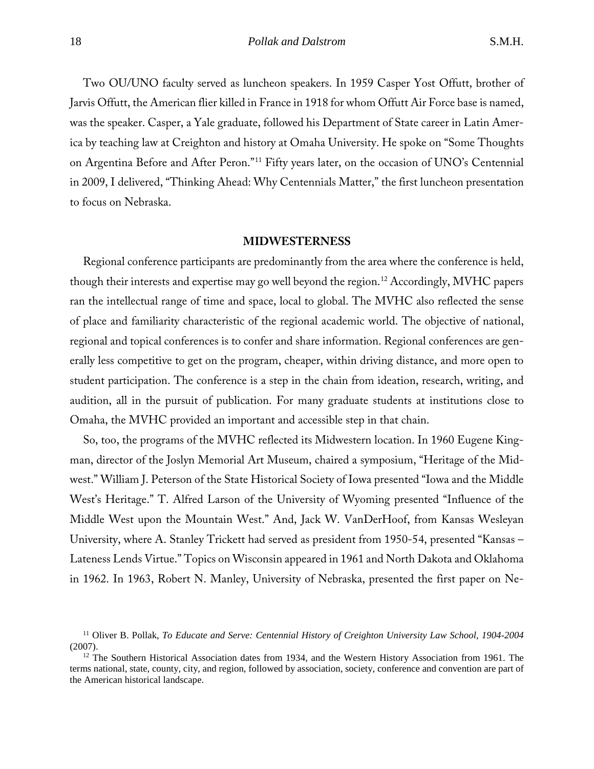Two OU/UNO faculty served as luncheon speakers. In 1959 Casper Yost Offutt, brother of Jarvis Offutt, the American flier killed in France in 1918 for whom Offutt Air Force base is named, was the speaker. Casper, a Yale graduate, followed his Department of State career in Latin America by teaching law at Creighton and history at Omaha University. He spoke on "Some Thoughts on Argentina Before and After Peron."[11] Fifty years later, on the occasion of UNO's Centennial in 2009, I delivered, "Thinking Ahead: Why Centennials Matter," the first luncheon presentation to focus on Nebraska.

## MIDWESTERNESS

Regional conference participants are predominantly from the area where the conference is held, though their interests and expertise may go well beyond the region.[12] Accordingly, MVHC papers ran the intellectual range of time and space, local to global. The MVHC also reflected the sense of place and familiarity characteristic of the regional academic world. The objective of national, regional and topical conferences is to confer and share information. Regional conferences are generally less competitive to get on the program, cheaper, within driving distance, and more open to student participation. The conference is a step in the chain from ideation, research, writing, and audition, all in the pursuit of publication. For many graduate students at institutions close to Omaha, the MVHC provided an important and accessible step in that chain.

So, too, the programs of the MVHC reflected its Midwestern location. In 1960 Eugene Kingman, director of the Joslyn Memorial Art Museum, chaired a symposium, "Heritage of the Midwest." William J. Peterson of the State Historical Society of Iowa presented "Iowa and the Middle West's Heritage." T. Alfred Larson of the University of Wyoming presented "Influence of the Middle West upon the Mountain West." And, Jack W. VanDerHoof, from Kansas Wesleyan University, where A. Stanley Trickett had served as president from 1950-54, presented "Kansas – Lateness Lends Virtue." Topics on Wisconsin appeared in 1961 and North Dakota and Oklahoma in 1962. In 1963, Robert N. Manley, University of Nebraska, presented the first paper on Ne-

[11] Oliver B. Pollak, *To Educate and Serve: Centennial History of Creighton University Law School, 1904-2004* (2007).

[12] The Southern Historical Association dates from 1934, and the Western History Association from 1961. The terms national, state, county, city, and region, followed by association, society, conference and convention are part of the American historical landscape.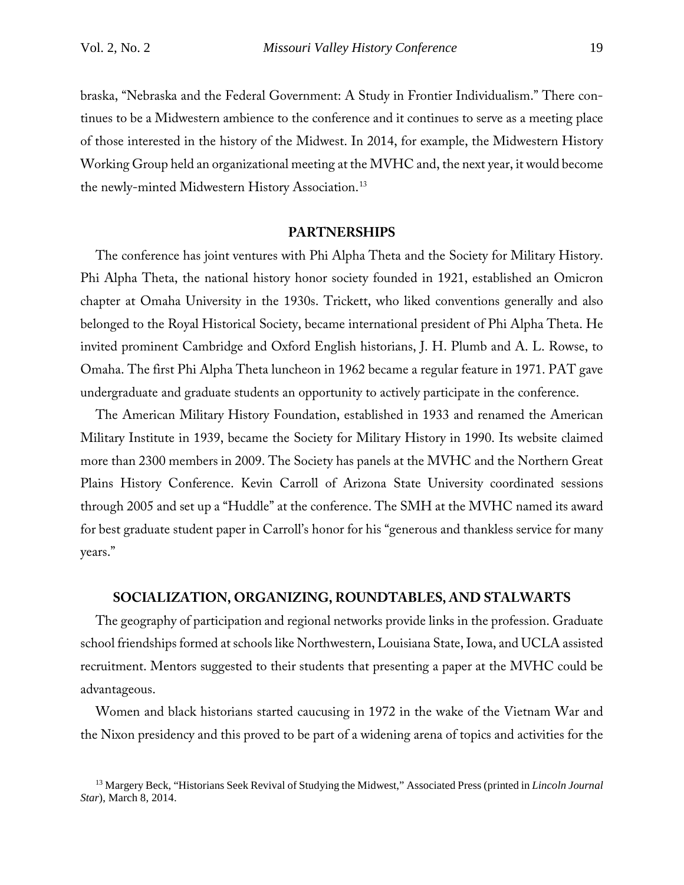braska, "Nebraska and the Federal Government: A Study in Frontier Individualism." There continues to be a Midwestern ambience to the conference and it continues to serve as a meeting place of those interested in the history of the Midwest. In 2014, for example, the Midwestern History Working Group held an organizational meeting at the MVHC and, the next year, it would become the newly-minted Midwestern History Association.[13]

## PARTNERSHIPS

The conference has joint ventures with Phi Alpha Theta and the Society for Military History. Phi Alpha Theta, the national history honor society founded in 1921, established an Omicron chapter at Omaha University in the 1930s. Trickett, who liked conventions generally and also belonged to the Royal Historical Society, became international president of Phi Alpha Theta. He invited prominent Cambridge and Oxford English historians, J. H. Plumb and A. L. Rowse, to Omaha. The first Phi Alpha Theta luncheon in 1962 became a regular feature in 1971. PAT gave undergraduate and graduate students an opportunity to actively participate in the conference.

The American Military History Foundation, established in 1933 and renamed the American Military Institute in 1939, became the Society for Military History in 1990. Its website claimed more than 2300 members in 2009. The Society has panels at the MVHC and the Northern Great Plains History Conference. Kevin Carroll of Arizona State University coordinated sessions through 2005 and set up a "Huddle" at the conference. The SMH at the MVHC named its award for best graduate student paper in Carroll's honor for his "generous and thankless service for many years."

## SOCIALIZATION, ORGANIZING, ROUNDTABLES, AND STALWARTS

The geography of participation and regional networks provide links in the profession. Graduate school friendships formed at schools like Northwestern, Louisiana State, Iowa, and UCLA assisted recruitment. Mentors suggested to their students that presenting a paper at the MVHC could be advantageous.

Women and black historians started caucusing in 1972 in the wake of the Vietnam War and the Nixon presidency and this proved to be part of a widening arena of topics and activities for the

[13] Margery Beck, "Historians Seek Revival of Studying the Midwest," Associated Press (printed in *Lincoln Journal Star*), March 8, 2014.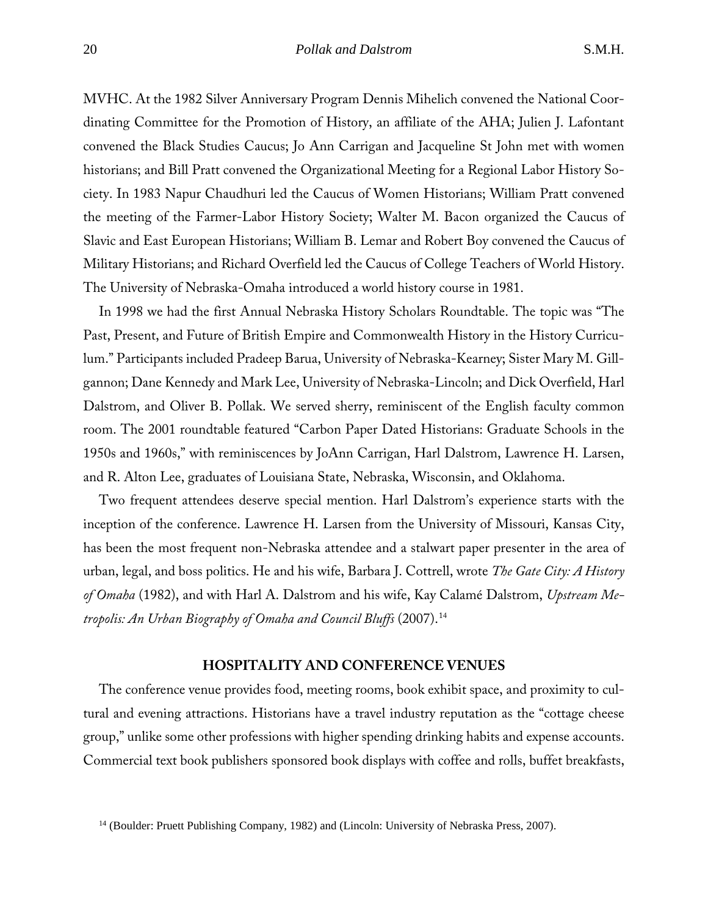MVHC. At the 1982 Silver Anniversary Program Dennis Mihelich convened the National Coordinating Committee for the Promotion of History, an affiliate of the AHA; Julien J. Lafontant convened the Black Studies Caucus; Jo Ann Carrigan and Jacqueline St John met with women historians; and Bill Pratt convened the Organizational Meeting for a Regional Labor History Society. In 1983 Napur Chaudhuri led the Caucus of Women Historians; William Pratt convened the meeting of the Farmer-Labor History Society; Walter M. Bacon organized the Caucus of Slavic and East European Historians; William B. Lemar and Robert Boy convened the Caucus of Military Historians; and Richard Overfield led the Caucus of College Teachers of World History. The University of Nebraska-Omaha introduced a world history course in 1981.

In 1998 we had the first Annual Nebraska History Scholars Roundtable. The topic was "The Past, Present, and Future of British Empire and Commonwealth History in the History Curriculum." Participants included Pradeep Barua, University of Nebraska-Kearney; Sister Mary M. Gillgannon; Dane Kennedy and Mark Lee, University of Nebraska-Lincoln; and Dick Overfield, Harl Dalstrom, and Oliver B. Pollak. We served sherry, reminiscent of the English faculty common room. The 2001 roundtable featured "Carbon Paper Dated Historians: Graduate Schools in the 1950s and 1960s," with reminiscences by JoAnn Carrigan, Harl Dalstrom, Lawrence H. Larsen, and R. Alton Lee, graduates of Louisiana State, Nebraska, Wisconsin, and Oklahoma.

Two frequent attendees deserve special mention. Harl Dalstrom's experience starts with the inception of the conference. Lawrence H. Larsen from the University of Missouri, Kansas City, has been the most frequent non-Nebraska attendee and a stalwart paper presenter in the area of urban, legal, and boss politics. He and his wife, Barbara J. Cottrell, wrote *The Gate City: A History of Omaha* (1982), and with Harl A. Dalstrom and his wife, Kay Calamé Dalstrom, *Upstream Metropolis: An Urban Biography of Omaha and Council Bluffs* (2007).[14]

## HOSPITALITY AND CONFERENCE VENUES

The conference venue provides food, meeting rooms, book exhibit space, and proximity to cultural and evening attractions. Historians have a travel industry reputation as the "cottage cheese group," unlike some other professions with higher spending drinking habits and expense accounts. Commercial text book publishers sponsored book displays with coffee and rolls, buffet breakfasts,

[14] (Boulder: Pruett Publishing Company, 1982) and (Lincoln: University of Nebraska Press, 2007).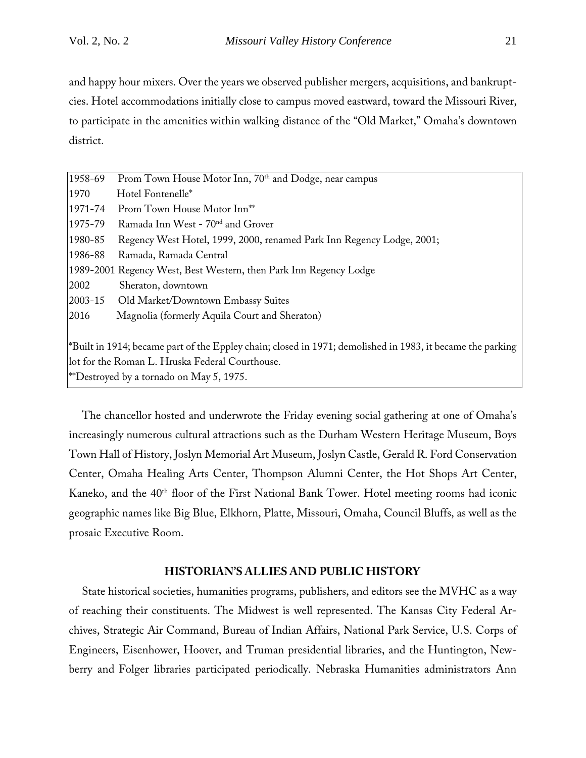and happy hour mixers. Over the years we observed publisher mergers, acquisitions, and bankruptcies. Hotel accommodations initially close to campus moved eastward, toward the Missouri River, to participate in the amenities within walking distance of the "Old Market," Omaha's downtown district.

| | |
|---|---|
| 1958-69 | Prom Town House Motor Inn, 70th and Dodge, near campus |
| 1970 | Hotel Fontenelle* |
| 1971-74 | Prom Town House Motor Inn** |
| 1975-79 | Ramada Inn West - 72nd and Grover |
| 1980-85 | Regency West Hotel, 1999, 2000, renamed Park Inn Regency Lodge, 2001; |
| 1986-88 | Ramada, Ramada Central |
| 1989-2001 | Regency West, Best Western, then Park Inn Regency Lodge |
| 2002 | Sheraton, downtown |
| 2003-15 | Old Market/Downtown Embassy Suites |
| 2016 | Magnolia (formerly Aquila Court and Sheraton) |

*Built in 1914; became part of the Eppley chain; closed in 1971; demolished in 1983, it became the parking lot for the Roman L. Hruska Federal Courthouse.
**Destroyed by a tornado on May 5, 1975.

The chancellor hosted and underwrote the Friday evening social gathering at one of Omaha's increasingly numerous cultural attractions such as the Durham Western Heritage Museum, Boys Town Hall of History, Joslyn Memorial Art Museum, Joslyn Castle, Gerald R. Ford Conservation Center, Omaha Healing Arts Center, Thompson Alumni Center, the Hot Shops Art Center, Kaneko, and the 40th floor of the First National Bank Tower. Hotel meeting rooms had iconic geographic names like Big Blue, Elkhorn, Platte, Missouri, Omaha, Council Bluffs, as well as the prosaic Executive Room.

## HISTORIAN'S ALLIES AND PUBLIC HISTORY

State historical societies, humanities programs, publishers, and editors see the MVHC as a way of reaching their constituents. The Midwest is well represented. The Kansas City Federal Archives, Strategic Air Command, Bureau of Indian Affairs, National Park Service, U.S. Corps of Engineers, Eisenhower, Hoover, and Truman presidential libraries, and the Huntington, Newberry and Folger libraries participated periodically. Nebraska Humanities administrators Ann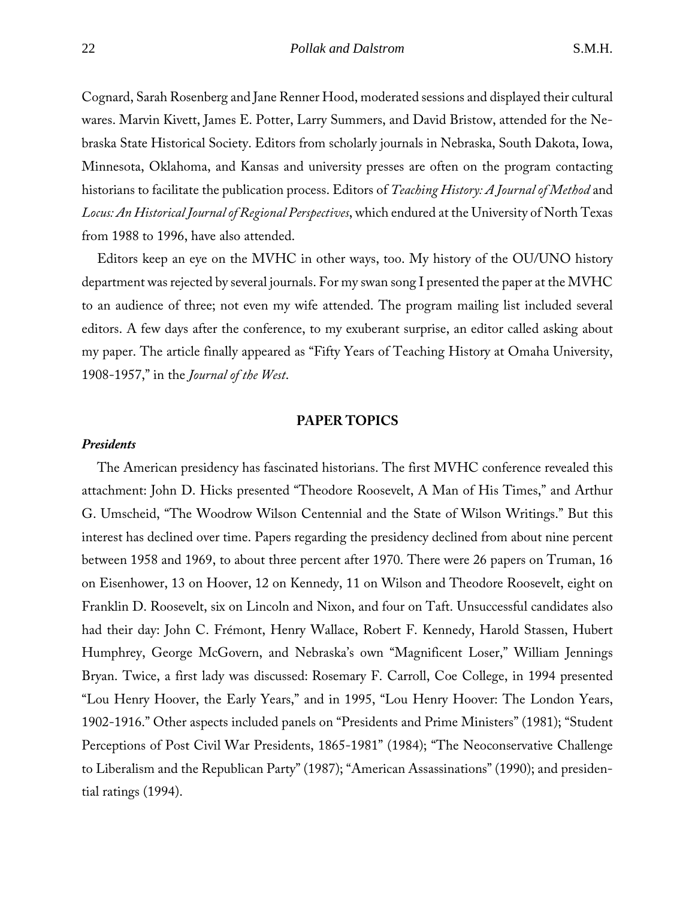Cognard, Sarah Rosenberg and Jane Renner Hood, moderated sessions and displayed their cultural wares. Marvin Kivett, James E. Potter, Larry Summers, and David Bristow, attended for the Nebraska State Historical Society. Editors from scholarly journals in Nebraska, South Dakota, Iowa, Minnesota, Oklahoma, and Kansas and university presses are often on the program contacting historians to facilitate the publication process. Editors of *Teaching History: A Journal of Method* and *Locus: An Historical Journal of Regional Perspectives*, which endured at the University of North Texas from 1988 to 1996, have also attended.

Editors keep an eye on the MVHC in other ways, too. My history of the OU/UNO history department was rejected by several journals. For my swan song I presented the paper at the MVHC to an audience of three; not even my wife attended. The program mailing list included several editors. A few days after the conference, to my exuberant surprise, an editor called asking about my paper. The article finally appeared as "Fifty Years of Teaching History at Omaha University, 1908-1957," in the *Journal of the West*.

## PAPER TOPICS

### *Presidents*

The American presidency has fascinated historians. The first MVHC conference revealed this attachment: John D. Hicks presented "Theodore Roosevelt, A Man of His Times," and Arthur G. Umscheid, "The Woodrow Wilson Centennial and the State of Wilson Writings." But this interest has declined over time. Papers regarding the presidency declined from about nine percent between 1958 and 1969, to about three percent after 1970. There were 26 papers on Truman, 16 on Eisenhower, 13 on Hoover, 12 on Kennedy, 11 on Wilson and Theodore Roosevelt, eight on Franklin D. Roosevelt, six on Lincoln and Nixon, and four on Taft. Unsuccessful candidates also had their day: John C. Frémont, Henry Wallace, Robert F. Kennedy, Harold Stassen, Hubert Humphrey, George McGovern, and Nebraska's own "Magnificent Loser," William Jennings Bryan. Twice, a first lady was discussed: Rosemary F. Carroll, Coe College, in 1994 presented "Lou Henry Hoover, the Early Years," and in 1995, "Lou Henry Hoover: The London Years, 1902-1916." Other aspects included panels on "Presidents and Prime Ministers" (1981); "Student Perceptions of Post Civil War Presidents, 1865-1981" (1984); "The Neoconservative Challenge to Liberalism and the Republican Party" (1987); "American Assassinations" (1990); and presidential ratings (1994).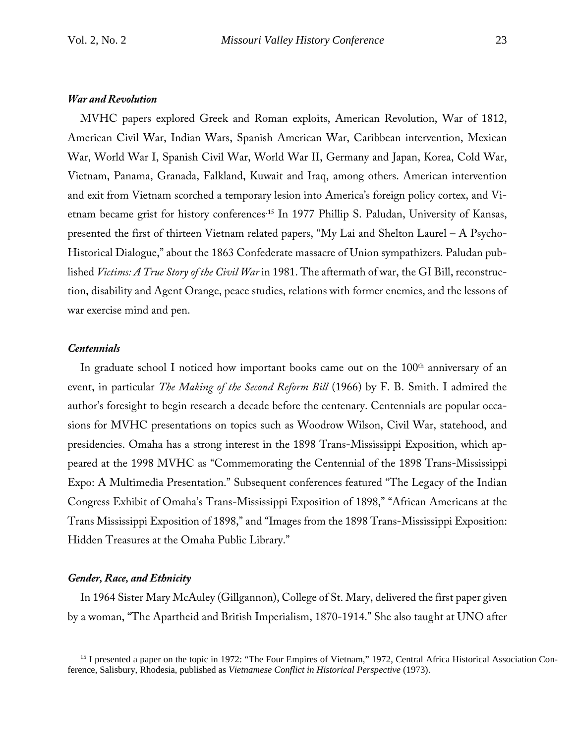### *War and Revolution*

MVHC papers explored Greek and Roman exploits, American Revolution, War of 1812, American Civil War, Indian Wars, Spanish American War, Caribbean intervention, Mexican War, World War I, Spanish Civil War, World War II, Germany and Japan, Korea, Cold War, Vietnam, Panama, Granada, Falkland, Kuwait and Iraq, among others. American intervention and exit from Vietnam scorched a temporary lesion into America's foreign policy cortex, and Vietnam became grist for history conferences.[15] In 1977 Phillip S. Paludan, University of Kansas, presented the first of thirteen Vietnam related papers, "My Lai and Shelton Laurel – A Psycho-Historical Dialogue," about the 1863 Confederate massacre of Union sympathizers. Paludan published *Victims: A True Story of the Civil War* in 1981. The aftermath of war, the GI Bill, reconstruction, disability and Agent Orange, peace studies, relations with former enemies, and the lessons of war exercise mind and pen.

### *Centennials*

In graduate school I noticed how important books came out on the 100th anniversary of an event, in particular *The Making of the Second Reform Bill* (1966) by F. B. Smith. I admired the author's foresight to begin research a decade before the centenary. Centennials are popular occasions for MVHC presentations on topics such as Woodrow Wilson, Civil War, statehood, and presidencies. Omaha has a strong interest in the 1898 Trans-Mississippi Exposition, which appeared at the 1998 MVHC as "Commemorating the Centennial of the 1898 Trans-Mississippi Expo: A Multimedia Presentation." Subsequent conferences featured "The Legacy of the Indian Congress Exhibit of Omaha's Trans-Mississippi Exposition of 1898," "African Americans at the Trans Mississippi Exposition of 1898," and "Images from the 1898 Trans-Mississippi Exposition: Hidden Treasures at the Omaha Public Library."

### *Gender, Race, and Ethnicity*

In 1964 Sister Mary McAuley (Gillgannon), College of St. Mary, delivered the first paper given by a woman, "The Apartheid and British Imperialism, 1870-1914." She also taught at UNO after

[15] I presented a paper on the topic in 1972: "The Four Empires of Vietnam," 1972, Central Africa Historical Association Conference, Salisbury, Rhodesia, published as *Vietnamese Conflict in Historical Perspective* (1973).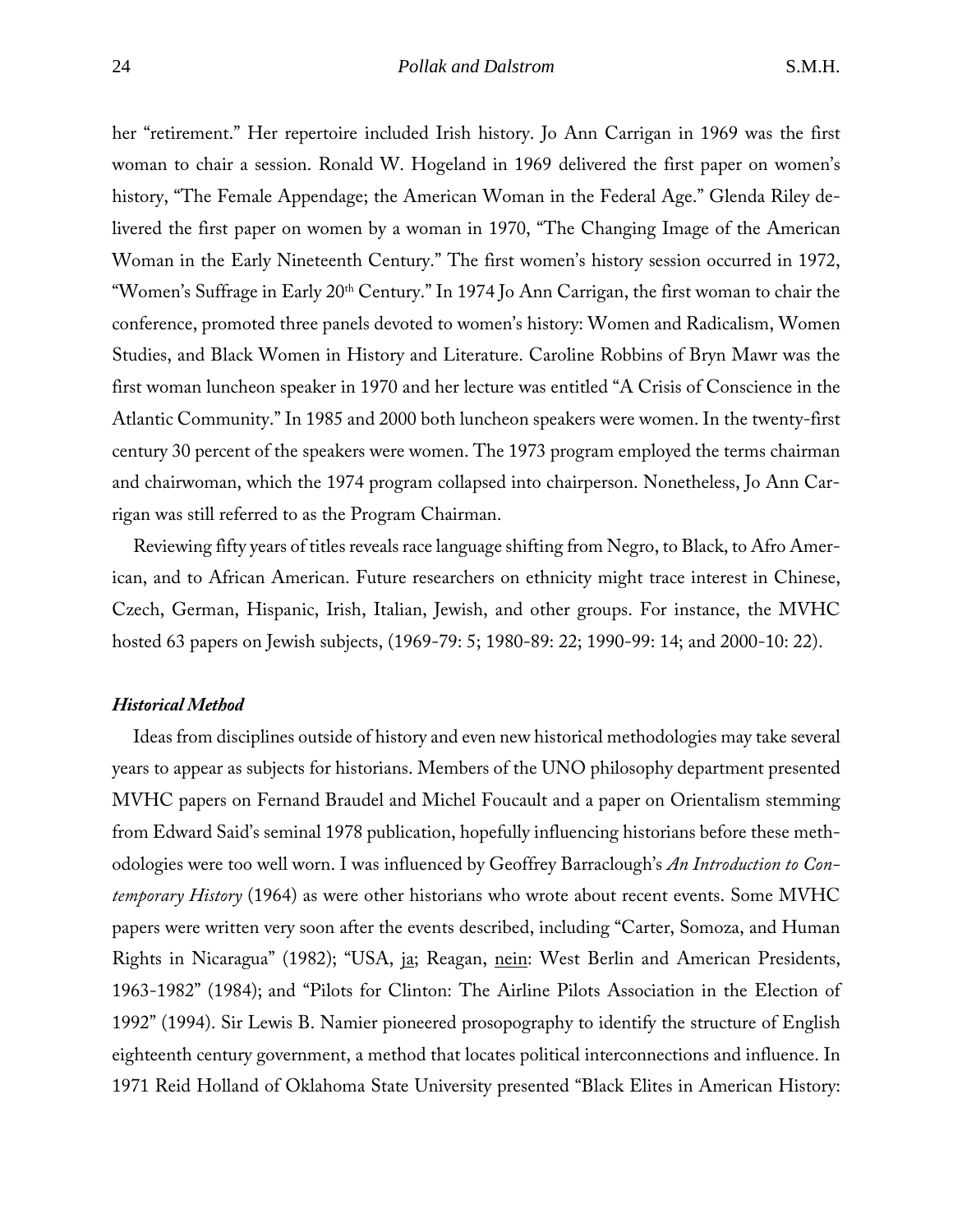her "retirement." Her repertoire included Irish history. Jo Ann Carrigan in 1969 was the first woman to chair a session. Ronald W. Hogeland in 1969 delivered the first paper on women's history, "The Female Appendage; the American Woman in the Federal Age." Glenda Riley delivered the first paper on women by a woman in 1970, "The Changing Image of the American Woman in the Early Nineteenth Century." The first women's history session occurred in 1972, "Women's Suffrage in Early 20th Century." In 1974 Jo Ann Carrigan, the first woman to chair the conference, promoted three panels devoted to women's history: Women and Radicalism, Women Studies, and Black Women in History and Literature. Caroline Robbins of Bryn Mawr was the first woman luncheon speaker in 1970 and her lecture was entitled "A Crisis of Conscience in the Atlantic Community." In 1985 and 2000 both luncheon speakers were women. In the twenty-first century 30 percent of the speakers were women. The 1973 program employed the terms chairman and chairwoman, which the 1974 program collapsed into chairperson. Nonetheless, Jo Ann Carrigan was still referred to as the Program Chairman.

Reviewing fifty years of titles reveals race language shifting from Negro, to Black, to Afro American, and to African American. Future researchers on ethnicity might trace interest in Chinese, Czech, German, Hispanic, Irish, Italian, Jewish, and other groups. For instance, the MVHC hosted 63 papers on Jewish subjects, (1969-79: 5; 1980-89: 22; 1990-99: 14; and 2000-10: 22).

### *Historical Method*

Ideas from disciplines outside of history and even new historical methodologies may take several years to appear as subjects for historians. Members of the UNO philosophy department presented MVHC papers on Fernand Braudel and Michel Foucault and a paper on Orientalism stemming from Edward Said's seminal 1978 publication, hopefully influencing historians before these methodologies were too well worn. I was influenced by Geoffrey Barraclough's *An Introduction to Contemporary History* (1964) as were other historians who wrote about recent events. Some MVHC papers were written very soon after the events described, including "Carter, Somoza, and Human Rights in Nicaragua" (1982); "USA, ja; Reagan, nein: West Berlin and American Presidents, 1963-1982" (1984); and "Pilots for Clinton: The Airline Pilots Association in the Election of 1992" (1994). Sir Lewis B. Namier pioneered prosopography to identify the structure of English eighteenth century government, a method that locates political interconnections and influence. In 1971 Reid Holland of Oklahoma State University presented "Black Elites in American History: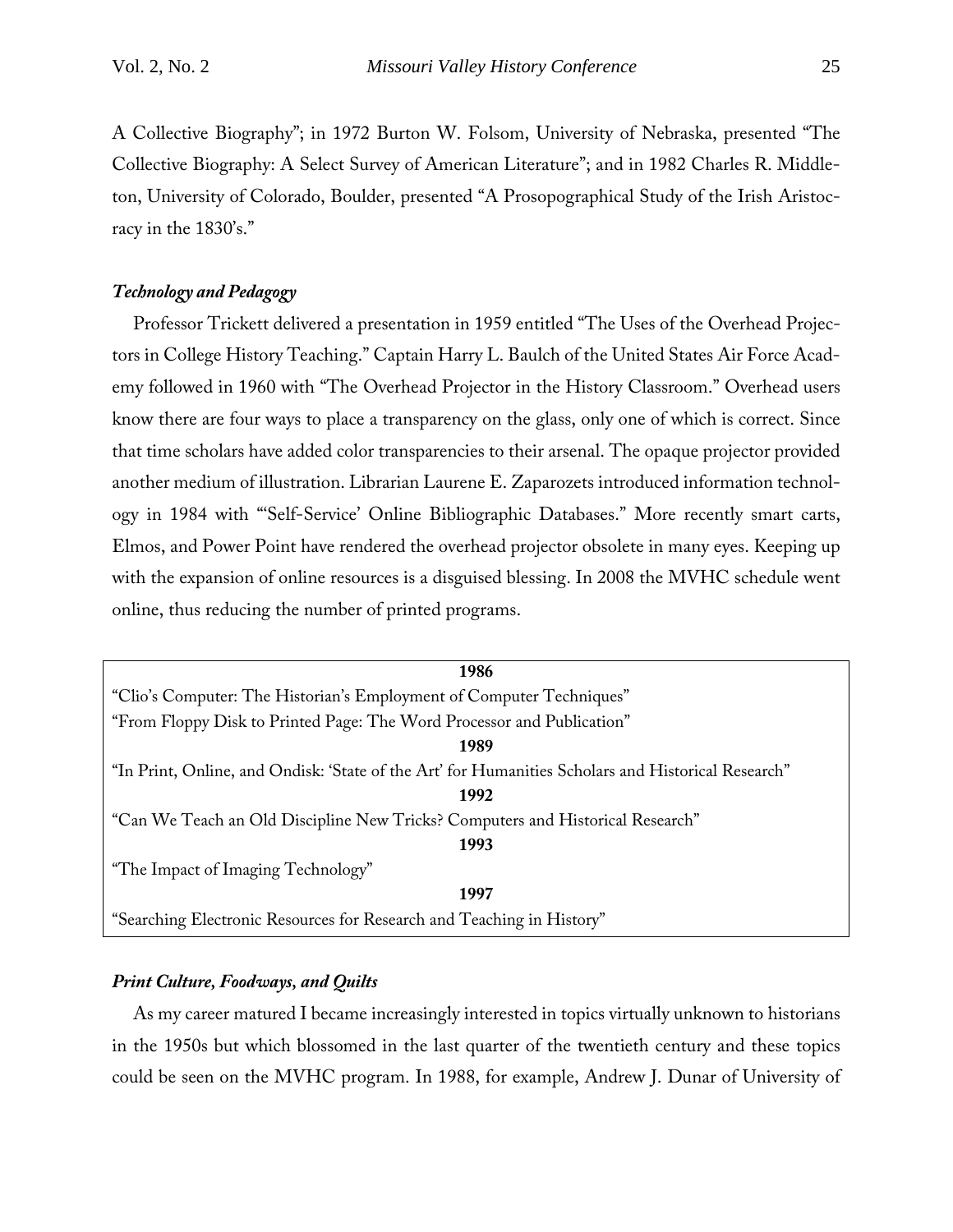A Collective Biography"; in 1972 Burton W. Folsom, University of Nebraska, presented "The Collective Biography: A Select Survey of American Literature"; and in 1982 Charles R. Middleton, University of Colorado, Boulder, presented "A Prosopographical Study of the Irish Aristocracy in the 1830's."

### *Technology and Pedagogy*

Professor Trickett delivered a presentation in 1959 entitled "The Uses of the Overhead Projectors in College History Teaching." Captain Harry L. Baulch of the United States Air Force Academy followed in 1960 with "The Overhead Projector in the History Classroom." Overhead users know there are four ways to place a transparency on the glass, only one of which is correct. Since that time scholars have added color transparencies to their arsenal. The opaque projector provided another medium of illustration. Librarian Laurene E. Zaparozets introduced information technology in 1984 with "'Self-Service' Online Bibliographic Databases." More recently smart carts, Elmos, and Power Point have rendered the overhead projector obsolete in many eyes. Keeping up with the expansion of online resources is a disguised blessing. In 2008 the MVHC schedule went online, thus reducing the number of printed programs.

| |
|---|
| **1986** |
| "Clio's Computer: The Historian's Employment of Computer Techniques" |
| "From Floppy Disk to Printed Page: The Word Processor and Publication" |
| **1989** |
| "In Print, Online, and Ondisk: 'State of the Art' for Humanities Scholars and Historical Research" |
| **1992** |
| "Can We Teach an Old Discipline New Tricks? Computers and Historical Research" |
| **1993** |
| "The Impact of Imaging Technology" |
| **1997** |
| "Searching Electronic Resources for Research and Teaching in History" |

### *Print Culture, Foodways, and Quilts*

As my career matured I became increasingly interested in topics virtually unknown to historians in the 1950s but which blossomed in the last quarter of the twentieth century and these topics could be seen on the MVHC program. In 1988, for example, Andrew J. Dunar of University of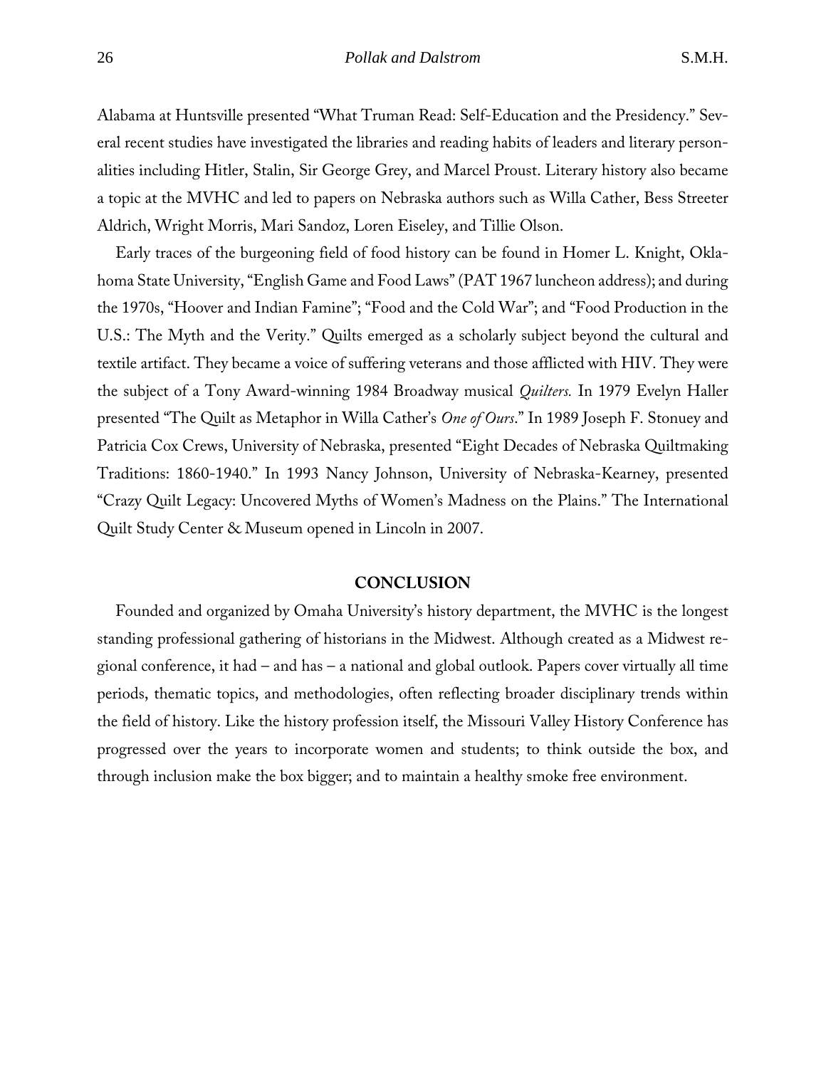Alabama at Huntsville presented "What Truman Read: Self-Education and the Presidency." Several recent studies have investigated the libraries and reading habits of leaders and literary personalities including Hitler, Stalin, Sir George Grey, and Marcel Proust. Literary history also became a topic at the MVHC and led to papers on Nebraska authors such as Willa Cather, Bess Streeter Aldrich, Wright Morris, Mari Sandoz, Loren Eiseley, and Tillie Olson.

Early traces of the burgeoning field of food history can be found in Homer L. Knight, Oklahoma State University, "English Game and Food Laws" (PAT 1967 luncheon address); and during the 1970s, "Hoover and Indian Famine"; "Food and the Cold War"; and "Food Production in the U.S.: The Myth and the Verity." Quilts emerged as a scholarly subject beyond the cultural and textile artifact. They became a voice of suffering veterans and those afflicted with HIV. They were the subject of a Tony Award-winning 1984 Broadway musical *Quilters.* In 1979 Evelyn Haller presented "The Quilt as Metaphor in Willa Cather's *One of Ours*." In 1989 Joseph F. Stonuey and Patricia Cox Crews, University of Nebraska, presented "Eight Decades of Nebraska Quiltmaking Traditions: 1860-1940." In 1993 Nancy Johnson, University of Nebraska-Kearney, presented "Crazy Quilt Legacy: Uncovered Myths of Women's Madness on the Plains." The International Quilt Study Center & Museum opened in Lincoln in 2007.

## CONCLUSION

Founded and organized by Omaha University's history department, the MVHC is the longest standing professional gathering of historians in the Midwest. Although created as a Midwest regional conference, it had – and has – a national and global outlook. Papers cover virtually all time periods, thematic topics, and methodologies, often reflecting broader disciplinary trends within the field of history. Like the history profession itself, the Missouri Valley History Conference has progressed over the years to incorporate women and students; to think outside the box, and through inclusion make the box bigger; and to maintain a healthy smoke free environment.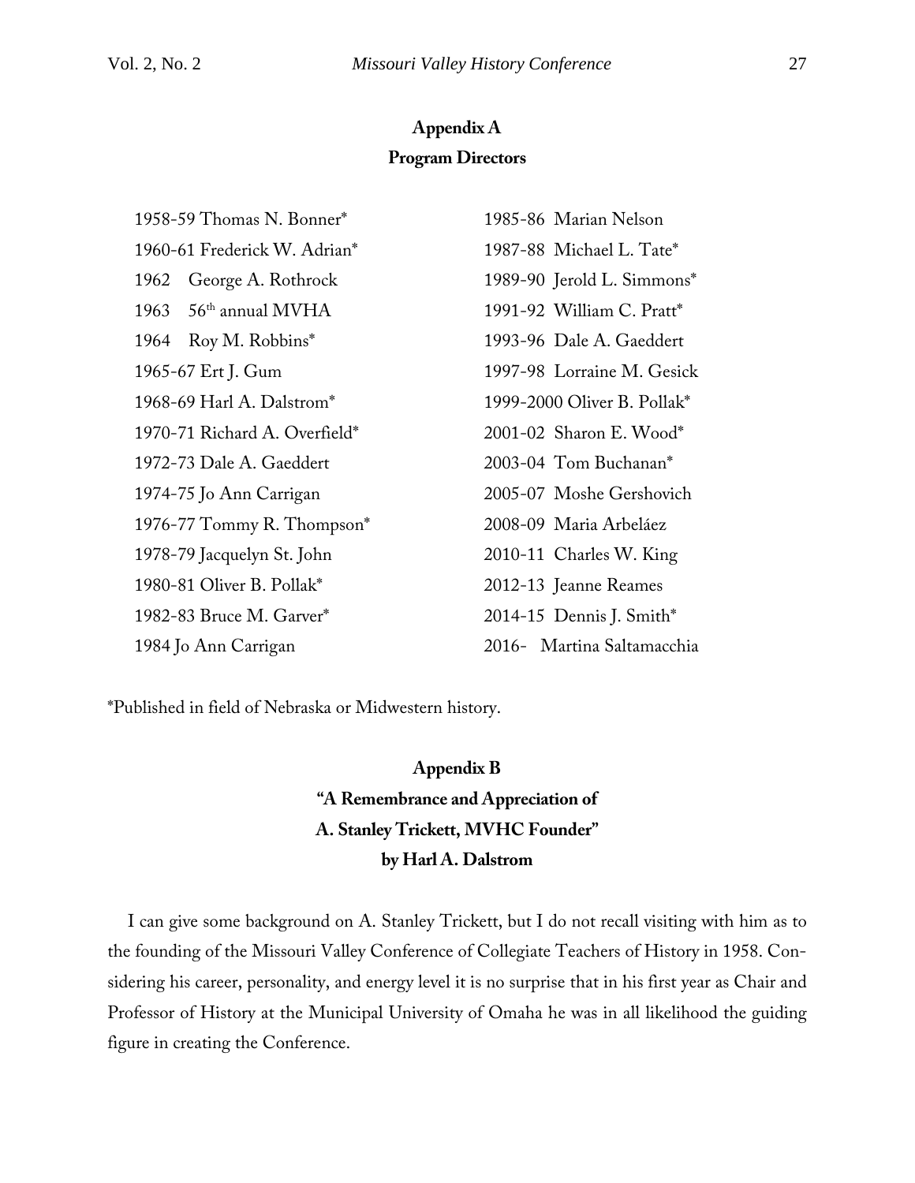## Appendix A

### Program Directors

1958-59 Thomas N. Bonner*
1960-61 Frederick W. Adrian*
1962 George A. Rothrock
1963 56th annual MVHA
1964 Roy M. Robbins*
1965-67 Ert J. Gum
1968-69 Harl A. Dalstrom*
1970-71 Richard A. Overfield*
1972-73 Dale A. Gaeddert
1974-75 Jo Ann Carrigan
1976-77 Tommy R. Thompson*
1978-79 Jacquelyn St. John
1980-81 Oliver B. Pollak*
1982-83 Bruce M. Garver*
1984 Jo Ann Carrigan
1985-86 Marian Nelson
1987-88 Michael L. Tate*
1989-90 Jerold L. Simmons*
1991-92 William C. Pratt*
1993-96 Dale A. Gaeddert
1997-98 Lorraine M. Gesick
1999-2000 Oliver B. Pollak*
2001-02 Sharon E. Wood*
2003-04 Tom Buchanan*
2005-07 Moshe Gershovich
2008-09 Maria Arbeláez
2010-11 Charles W. King
2012-13 Jeanne Reames
2014-15 Dennis J. Smith*
2016- Martina Saltamacchia

*Published in field of Nebraska or Midwestern history.

## Appendix B

### "A Remembrance and Appreciation of A. Stanley Trickett, MVHC Founder"

### by Harl A. Dalstrom

I can give some background on A. Stanley Trickett, but I do not recall visiting with him as to the founding of the Missouri Valley Conference of Collegiate Teachers of History in 1958. Considering his career, personality, and energy level it is no surprise that in his first year as Chair and Professor of History at the Municipal University of Omaha he was in all likelihood the guiding figure in creating the Conference.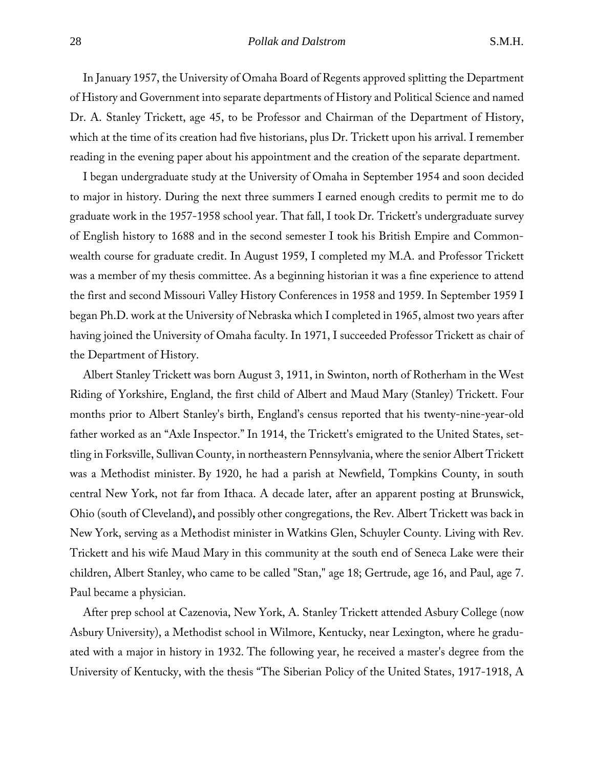In January 1957, the University of Omaha Board of Regents approved splitting the Department of History and Government into separate departments of History and Political Science and named Dr. A. Stanley Trickett, age 45, to be Professor and Chairman of the Department of History, which at the time of its creation had five historians, plus Dr. Trickett upon his arrival. I remember reading in the evening paper about his appointment and the creation of the separate department.

I began undergraduate study at the University of Omaha in September 1954 and soon decided to major in history. During the next three summers I earned enough credits to permit me to do graduate work in the 1957-1958 school year. That fall, I took Dr. Trickett's undergraduate survey of English history to 1688 and in the second semester I took his British Empire and Commonwealth course for graduate credit. In August 1959, I completed my M.A. and Professor Trickett was a member of my thesis committee. As a beginning historian it was a fine experience to attend the first and second Missouri Valley History Conferences in 1958 and 1959. In September 1959 I began Ph.D. work at the University of Nebraska which I completed in 1965, almost two years after having joined the University of Omaha faculty. In 1971, I succeeded Professor Trickett as chair of the Department of History.

Albert Stanley Trickett was born August 3, 1911, in Swinton, north of Rotherham in the West Riding of Yorkshire, England, the first child of Albert and Maud Mary (Stanley) Trickett. Four months prior to Albert Stanley's birth, England's census reported that his twenty-nine-year-old father worked as an "Axle Inspector." In 1914, the Trickett's emigrated to the United States, settling in Forksville, Sullivan County, in northeastern Pennsylvania, where the senior Albert Trickett was a Methodist minister. By 1920, he had a parish at Newfield, Tompkins County, in south central New York, not far from Ithaca. A decade later, after an apparent posting at Brunswick, Ohio (south of Cleveland), and possibly other congregations, the Rev. Albert Trickett was back in New York, serving as a Methodist minister in Watkins Glen, Schuyler County. Living with Rev. Trickett and his wife Maud Mary in this community at the south end of Seneca Lake were their children, Albert Stanley, who came to be called "Stan," age 18; Gertrude, age 16, and Paul, age 7. Paul became a physician.

After prep school at Cazenovia, New York, A. Stanley Trickett attended Asbury College (now Asbury University), a Methodist school in Wilmore, Kentucky, near Lexington, where he graduated with a major in history in 1932. The following year, he received a master's degree from the University of Kentucky, with the thesis "The Siberian Policy of the United States, 1917-1918, A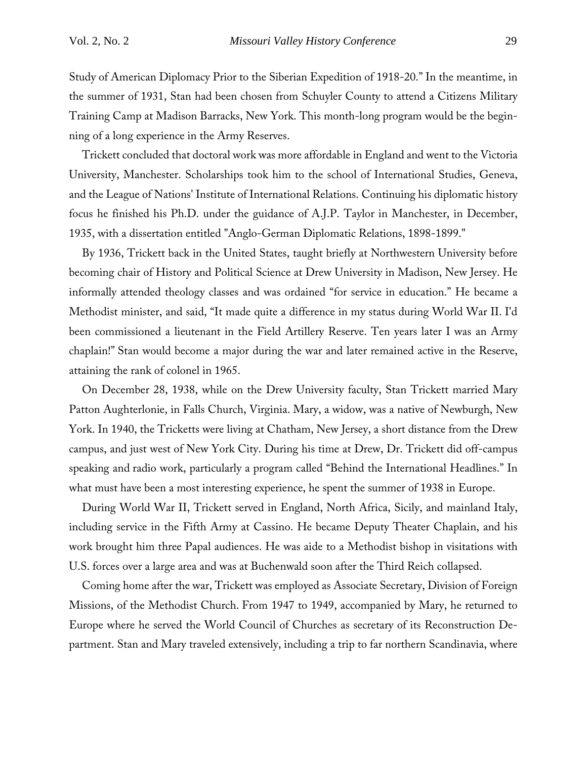Study of American Diplomacy Prior to the Siberian Expedition of 1918-20." In the meantime, in the summer of 1931, Stan had been chosen from Schuyler County to attend a Citizens Military Training Camp at Madison Barracks, New York. This month-long program would be the beginning of a long experience in the Army Reserves.

Trickett concluded that doctoral work was more affordable in England and went to the Victoria University, Manchester. Scholarships took him to the school of International Studies, Geneva, and the League of Nations' Institute of International Relations. Continuing his diplomatic history focus he finished his Ph.D. under the guidance of A.J.P. Taylor in Manchester, in December, 1935, with a dissertation entitled "Anglo-German Diplomatic Relations, 1898-1899."

By 1936, Trickett back in the United States, taught briefly at Northwestern University before becoming chair of History and Political Science at Drew University in Madison, New Jersey. He informally attended theology classes and was ordained "for service in education." He became a Methodist minister, and said, "It made quite a difference in my status during World War II. I'd been commissioned a lieutenant in the Field Artillery Reserve. Ten years later I was an Army chaplain!" Stan would become a major during the war and later remained active in the Reserve, attaining the rank of colonel in 1965.

On December 28, 1938, while on the Drew University faculty, Stan Trickett married Mary Patton Aughterlonie, in Falls Church, Virginia. Mary, a widow, was a native of Newburgh, New York. In 1940, the Tricketts were living at Chatham, New Jersey, a short distance from the Drew campus, and just west of New York City. During his time at Drew, Dr. Trickett did off-campus speaking and radio work, particularly a program called "Behind the International Headlines." In what must have been a most interesting experience, he spent the summer of 1938 in Europe.

During World War II, Trickett served in England, North Africa, Sicily, and mainland Italy, including service in the Fifth Army at Cassino. He became Deputy Theater Chaplain, and his work brought him three Papal audiences. He was aide to a Methodist bishop in visitations with U.S. forces over a large area and was at Buchenwald soon after the Third Reich collapsed.

Coming home after the war, Trickett was employed as Associate Secretary, Division of Foreign Missions, of the Methodist Church. From 1947 to 1949, accompanied by Mary, he returned to Europe where he served the World Council of Churches as secretary of its Reconstruction Department. Stan and Mary traveled extensively, including a trip to far northern Scandinavia, where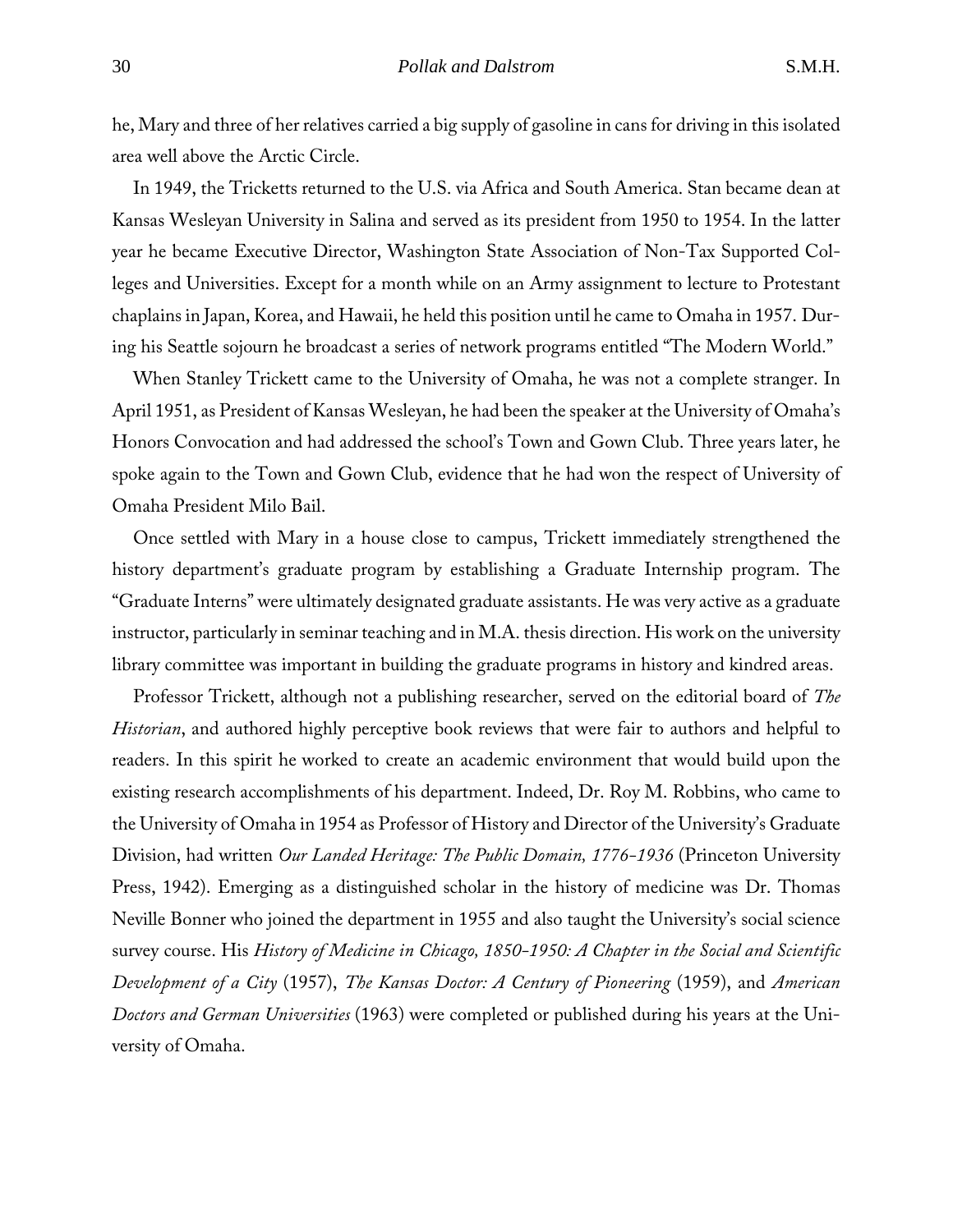he, Mary and three of her relatives carried a big supply of gasoline in cans for driving in this isolated area well above the Arctic Circle.

In 1949, the Tricketts returned to the U.S. via Africa and South America. Stan became dean at Kansas Wesleyan University in Salina and served as its president from 1950 to 1954. In the latter year he became Executive Director, Washington State Association of Non-Tax Supported Colleges and Universities. Except for a month while on an Army assignment to lecture to Protestant chaplains in Japan, Korea, and Hawaii, he held this position until he came to Omaha in 1957. During his Seattle sojourn he broadcast a series of network programs entitled "The Modern World."

When Stanley Trickett came to the University of Omaha, he was not a complete stranger. In April 1951, as President of Kansas Wesleyan, he had been the speaker at the University of Omaha's Honors Convocation and had addressed the school's Town and Gown Club. Three years later, he spoke again to the Town and Gown Club, evidence that he had won the respect of University of Omaha President Milo Bail.

Once settled with Mary in a house close to campus, Trickett immediately strengthened the history department's graduate program by establishing a Graduate Internship program. The "Graduate Interns" were ultimately designated graduate assistants. He was very active as a graduate instructor, particularly in seminar teaching and in M.A. thesis direction. His work on the university library committee was important in building the graduate programs in history and kindred areas.

Professor Trickett, although not a publishing researcher, served on the editorial board of *The Historian*, and authored highly perceptive book reviews that were fair to authors and helpful to readers. In this spirit he worked to create an academic environment that would build upon the existing research accomplishments of his department. Indeed, Dr. Roy M. Robbins, who came to the University of Omaha in 1954 as Professor of History and Director of the University's Graduate Division, had written *Our Landed Heritage: The Public Domain, 1776-1936* (Princeton University Press, 1942). Emerging as a distinguished scholar in the history of medicine was Dr. Thomas Neville Bonner who joined the department in 1955 and also taught the University's social science survey course. His *History of Medicine in Chicago, 1850-1950: A Chapter in the Social and Scientific Development of a City* (1957), *The Kansas Doctor: A Century of Pioneering* (1959), and *American Doctors and German Universities* (1963) were completed or published during his years at the University of Omaha.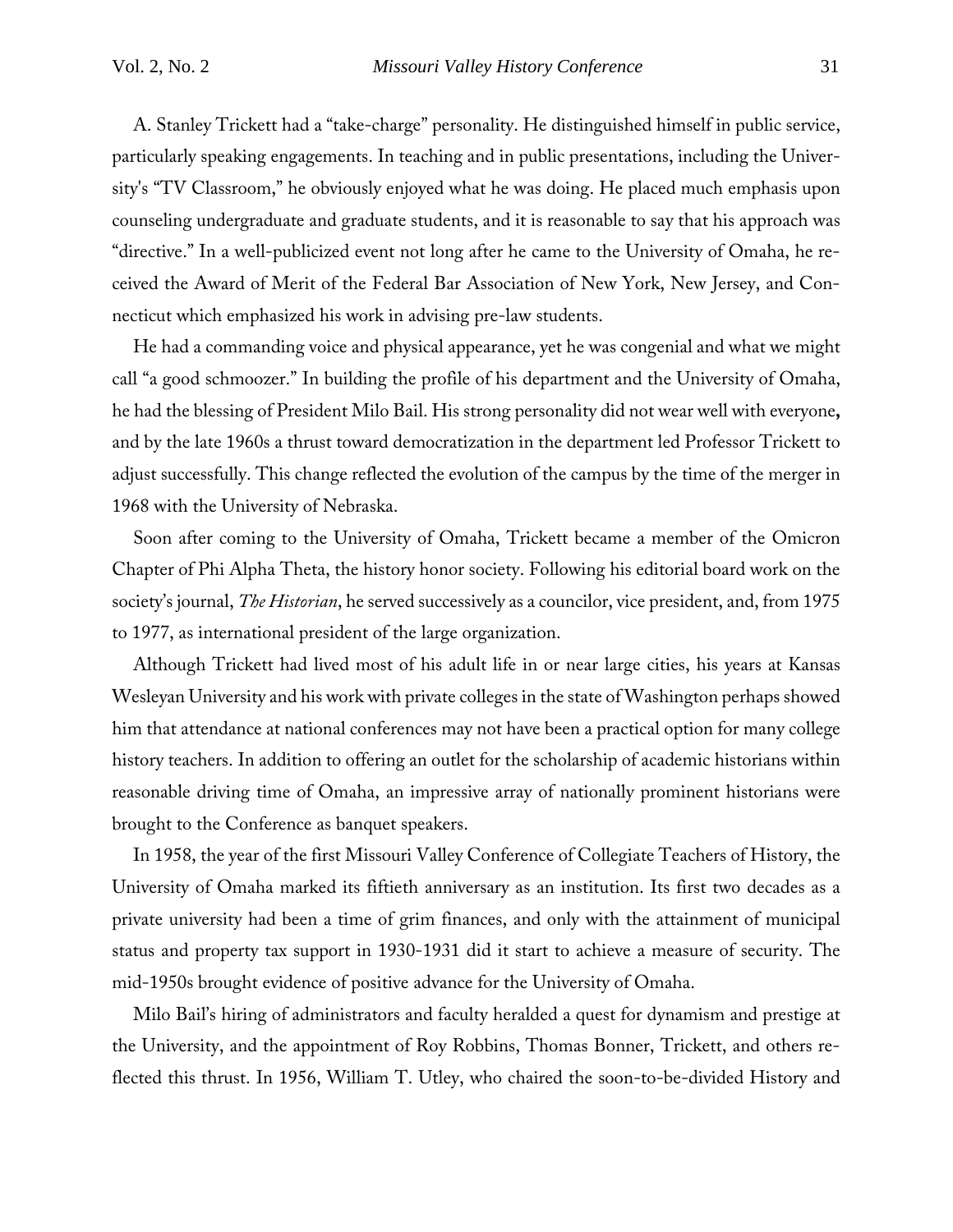A. Stanley Trickett had a "take-charge" personality. He distinguished himself in public service, particularly speaking engagements. In teaching and in public presentations, including the University's "TV Classroom," he obviously enjoyed what he was doing. He placed much emphasis upon counseling undergraduate and graduate students, and it is reasonable to say that his approach was "directive." In a well-publicized event not long after he came to the University of Omaha, he received the Award of Merit of the Federal Bar Association of New York, New Jersey, and Connecticut which emphasized his work in advising pre-law students.

He had a commanding voice and physical appearance, yet he was congenial and what we might call "a good schmoozer." In building the profile of his department and the University of Omaha, he had the blessing of President Milo Bail. His strong personality did not wear well with everyone**,** and by the late 1960s a thrust toward democratization in the department led Professor Trickett to adjust successfully. This change reflected the evolution of the campus by the time of the merger in 1968 with the University of Nebraska.

Soon after coming to the University of Omaha, Trickett became a member of the Omicron Chapter of Phi Alpha Theta, the history honor society. Following his editorial board work on the society's journal, *The Historian*, he served successively as a councilor, vice president, and, from 1975 to 1977, as international president of the large organization.

Although Trickett had lived most of his adult life in or near large cities, his years at Kansas Wesleyan University and his work with private colleges in the state of Washington perhaps showed him that attendance at national conferences may not have been a practical option for many college history teachers. In addition to offering an outlet for the scholarship of academic historians within reasonable driving time of Omaha, an impressive array of nationally prominent historians were brought to the Conference as banquet speakers.

In 1958, the year of the first Missouri Valley Conference of Collegiate Teachers of History, the University of Omaha marked its fiftieth anniversary as an institution. Its first two decades as a private university had been a time of grim finances, and only with the attainment of municipal status and property tax support in 1930-1931 did it start to achieve a measure of security. The mid-1950s brought evidence of positive advance for the University of Omaha.

Milo Bail's hiring of administrators and faculty heralded a quest for dynamism and prestige at the University, and the appointment of Roy Robbins, Thomas Bonner, Trickett, and others reflected this thrust. In 1956, William T. Utley, who chaired the soon-to-be-divided History and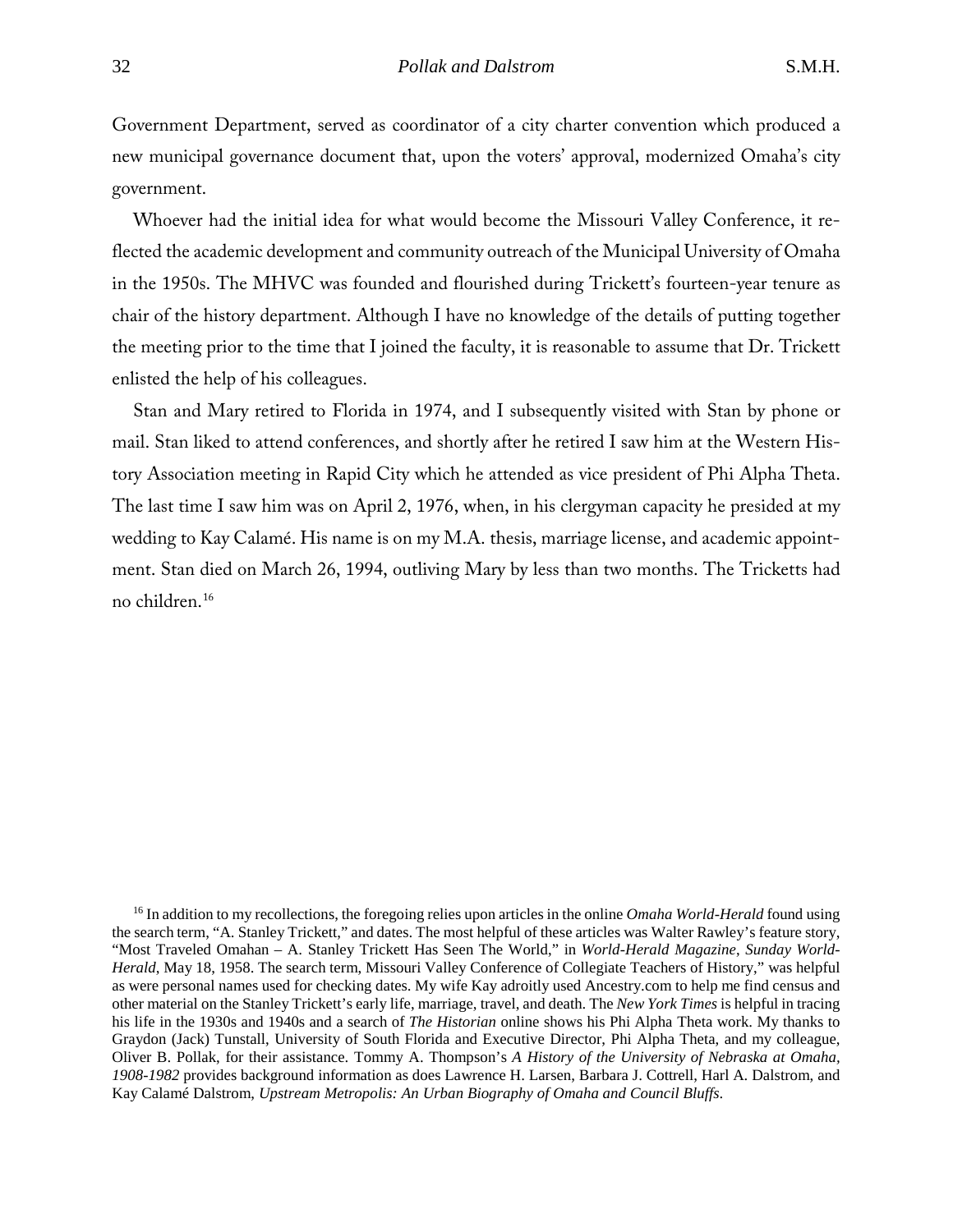Government Department, served as coordinator of a city charter convention which produced a new municipal governance document that, upon the voters' approval, modernized Omaha's city government.

Whoever had the initial idea for what would become the Missouri Valley Conference, it reflected the academic development and community outreach of the Municipal University of Omaha in the 1950s. The MHVC was founded and flourished during Trickett's fourteen-year tenure as chair of the history department. Although I have no knowledge of the details of putting together the meeting prior to the time that I joined the faculty, it is reasonable to assume that Dr. Trickett enlisted the help of his colleagues.

Stan and Mary retired to Florida in 1974, and I subsequently visited with Stan by phone or mail. Stan liked to attend conferences, and shortly after he retired I saw him at the Western History Association meeting in Rapid City which he attended as vice president of Phi Alpha Theta. The last time I saw him was on April 2, 1976, when, in his clergyman capacity he presided at my wedding to Kay Calamé. His name is on my M.A. thesis, marriage license, and academic appointment. Stan died on March 26, 1994, outliving Mary by less than two months. The Tricketts had no children.[16]

[16] In addition to my recollections, the foregoing relies upon articles in the online *Omaha World-Herald* found using the search term, "A. Stanley Trickett," and dates. The most helpful of these articles was Walter Rawley's feature story, "Most Traveled Omahan – A. Stanley Trickett Has Seen The World," in *World-Herald Magazine*, *Sunday World-Herald*, May 18, 1958. The search term, Missouri Valley Conference of Collegiate Teachers of History," was helpful as were personal names used for checking dates. My wife Kay adroitly used Ancestry.com to help me find census and other material on the Stanley Trickett's early life, marriage, travel, and death. The *New York Times* is helpful in tracing his life in the 1930s and 1940s and a search of *The Historian* online shows his Phi Alpha Theta work. My thanks to Graydon (Jack) Tunstall, University of South Florida and Executive Director, Phi Alpha Theta, and my colleague, Oliver B. Pollak, for their assistance. Tommy A. Thompson's *A History of the University of Nebraska at Omaha, 1908-1982* provides background information as does Lawrence H. Larsen, Barbara J. Cottrell, Harl A. Dalstrom, and Kay Calamé Dalstrom, *Upstream Metropolis: An Urban Biography of Omaha and Council Bluffs*.